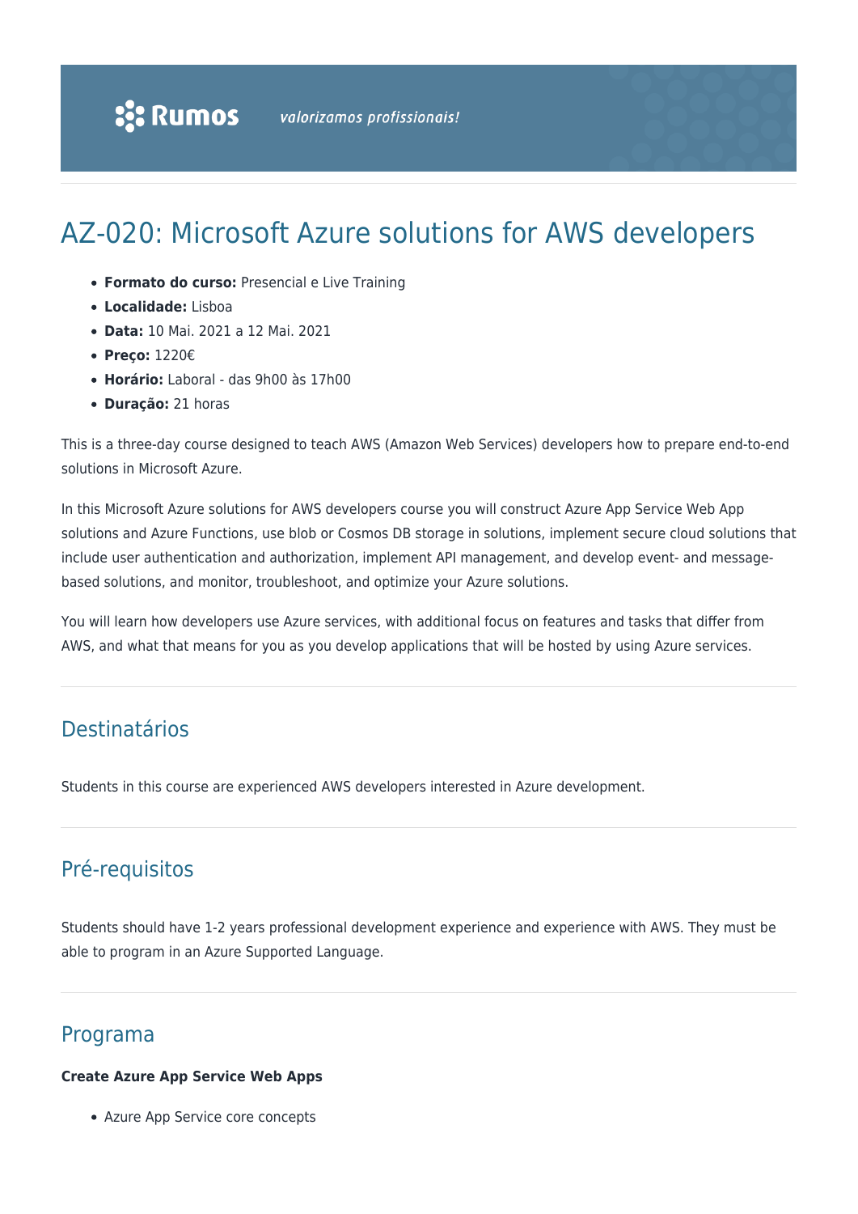# AZ-020: Microsoft Azure solutions for AWS developers

- **Formato do curso:** Presencial e Live Training
- **Localidade:** Lisboa
- **Data:** 10 Mai. 2021 a 12 Mai. 2021
- **Preço:** 1220€
- **Horário:** Laboral - das 9h00 às 17h00
- **Duração:** 21 horas

This is a three-day course designed to teach AWS (Amazon Web Services) developers how to prepare end-to-end solutions in Microsoft Azure.

In this Microsoft Azure solutions for AWS developers course you will construct Azure App Service Web App solutions and Azure Functions, use blob or Cosmos DB storage in solutions, implement secure cloud solutions that include user authentication and authorization, implement API management, and develop event- and message-based solutions, and monitor, troubleshoot, and optimize your Azure solutions.

You will learn how developers use Azure services, with additional focus on features and tasks that differ from AWS, and what that means for you as you develop applications that will be hosted by using Azure services.

## Destinatários

Students in this course are experienced AWS developers interested in Azure development.

## Pré-requisitos

Students should have 1-2 years professional development experience and experience with AWS. They must be able to program in an Azure Supported Language.

## Programa

**Create Azure App Service Web Apps**

- Azure App Service core concepts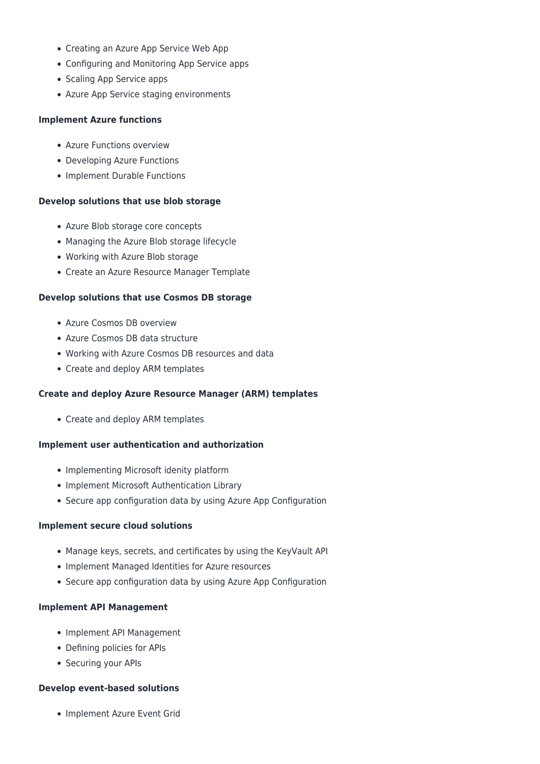- Creating an Azure App Service Web App
- Configuring and Monitoring App Service apps
- Scaling App Service apps
- Azure App Service staging environments

**Implement Azure functions**

- Azure Functions overview
- Developing Azure Functions
- Implement Durable Functions

**Develop solutions that use blob storage**

- Azure Blob storage core concepts
- Managing the Azure Blob storage lifecycle
- Working with Azure Blob storage
- Create an Azure Resource Manager Template

**Develop solutions that use Cosmos DB storage**

- Azure Cosmos DB overview
- Azure Cosmos DB data structure
- Working with Azure Cosmos DB resources and data
- Create and deploy ARM templates

**Create and deploy Azure Resource Manager (ARM) templates**

- Create and deploy ARM templates

**Implement user authentication and authorization**

- Implementing Microsoft idenity platform
- Implement Microsoft Authentication Library
- Secure app configuration data by using Azure App Configuration

**Implement secure cloud solutions**

- Manage keys, secrets, and certificates by using the KeyVault API
- Implement Managed Identities for Azure resources
- Secure app configuration data by using Azure App Configuration

**Implement API Management**

- Implement API Management
- Defining policies for APIs
- Securing your APIs

**Develop event-based solutions**

- Implement Azure Event Grid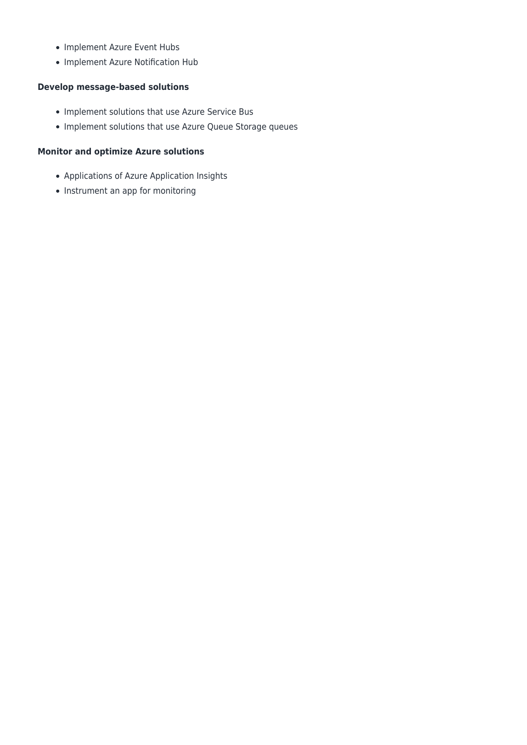- Implement Azure Event Hubs
- Implement Azure Notification Hub

**Develop message-based solutions**

- Implement solutions that use Azure Service Bus
- Implement solutions that use Azure Queue Storage queues

**Monitor and optimize Azure solutions**

- Applications of Azure Application Insights
- Instrument an app for monitoring